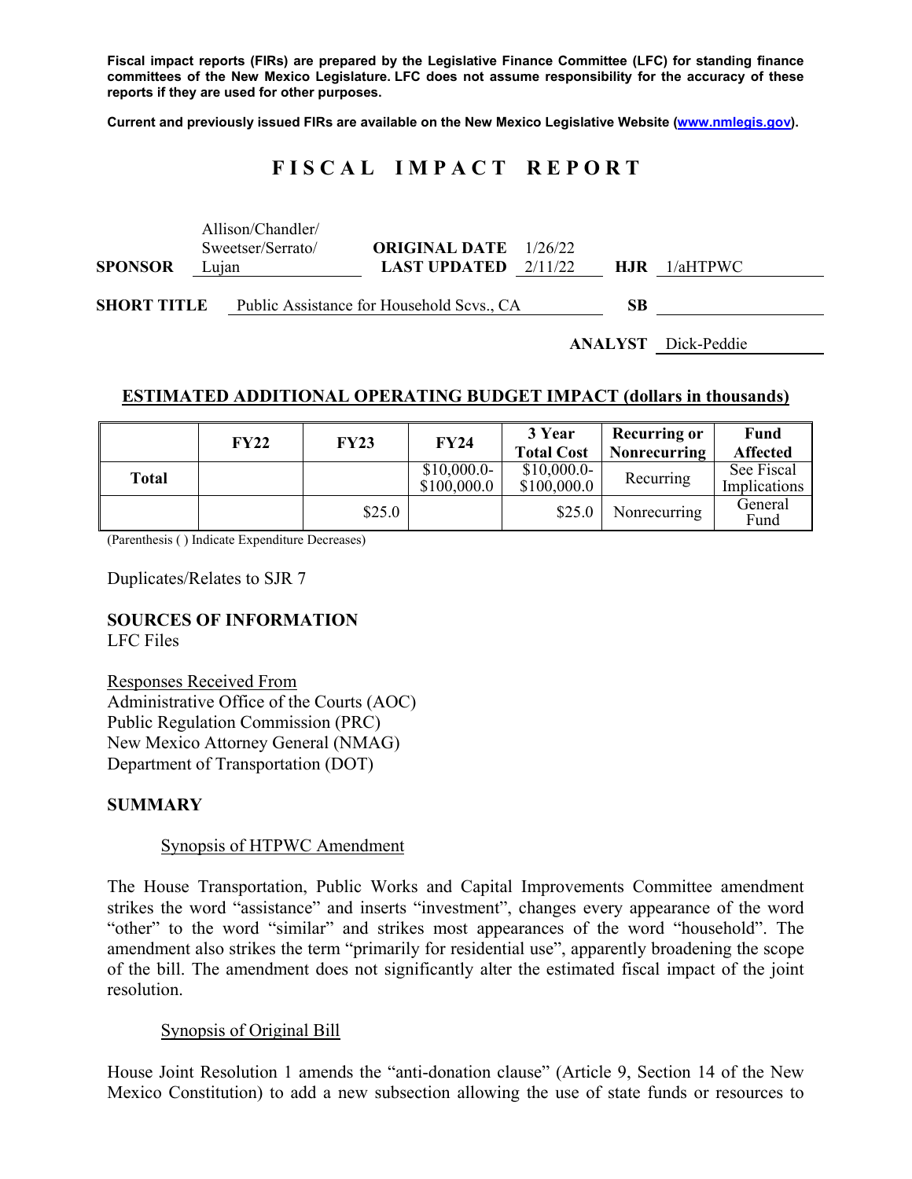**Fiscal impact reports (FIRs) are prepared by the Legislative Finance Committee (LFC) for standing finance committees of the New Mexico Legislature. LFC does not assume responsibility for the accuracy of these reports if they are used for other purposes.**

**Current and previously issued FIRs are available on the New Mexico Legislative Website (www.nmlegis.gov).**

# FISCAL IMPACT REPORT

| | | | | | |
|---|---|---|---|---|---|
| **SPONSOR** | Allison/Chandler/ Sweetser/Serrato/ Lujan | **ORIGINAL DATE** / **LAST UPDATED** | 1/26/22 / 2/11/22 | **HJR** | 1/aHTPWC |
| **SHORT TITLE** | Public Assistance for Household Scvs., CA | | | **SB** | |
| | | | | **ANALYST** | Dick-Peddie |

## ESTIMATED ADDITIONAL OPERATING BUDGET IMPACT (dollars in thousands)

| | FY22 | FY23 | FY24 | 3 Year Total Cost | Recurring or Nonrecurring | Fund Affected |
|---|---|---|---|---|---|---|
| **Total** | | | $10,000.0-$100,000.0 | $10,000.0-$100,000.0 | Recurring | See Fiscal Implications |
| | | $25.0 | | $25.0 | Nonrecurring | General Fund |

(Parenthesis ( ) Indicate Expenditure Decreases)

Duplicates/Relates to SJR 7

**SOURCES OF INFORMATION**
LFC Files

Responses Received From
Administrative Office of the Courts (AOC)
Public Regulation Commission (PRC)
New Mexico Attorney General (NMAG)
Department of Transportation (DOT)

**SUMMARY**

Synopsis of HTPWC Amendment

The House Transportation, Public Works and Capital Improvements Committee amendment strikes the word "assistance" and inserts "investment", changes every appearance of the word "other" to the word "similar" and strikes most appearances of the word "household". The amendment also strikes the term "primarily for residential use", apparently broadening the scope of the bill. The amendment does not significantly alter the estimated fiscal impact of the joint resolution.

Synopsis of Original Bill

House Joint Resolution 1 amends the "anti-donation clause" (Article 9, Section 14 of the New Mexico Constitution) to add a new subsection allowing the use of state funds or resources to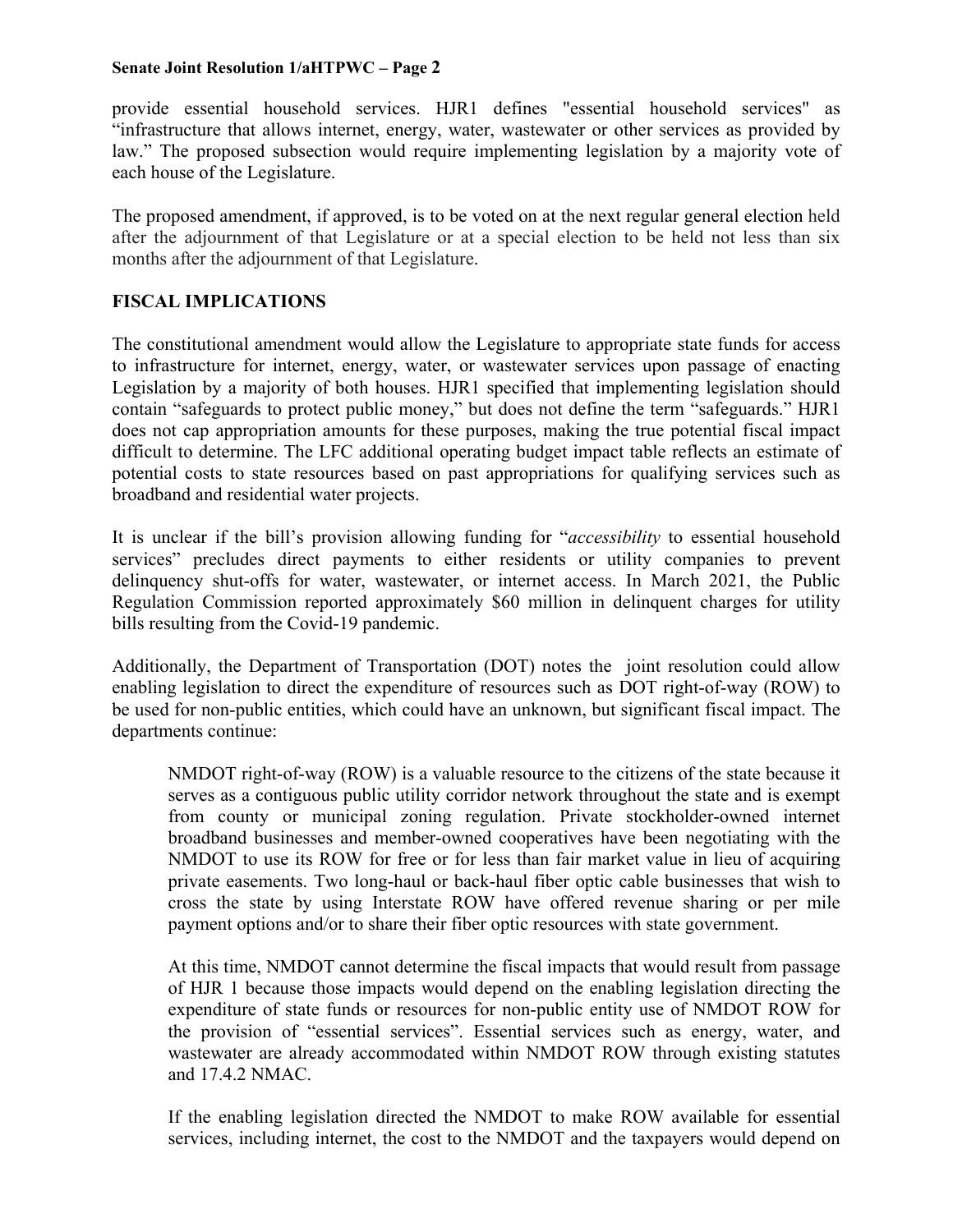provide essential household services. HJR1 defines "essential household services" as "infrastructure that allows internet, energy, water, wastewater or other services as provided by law." The proposed subsection would require implementing legislation by a majority vote of each house of the Legislature.

The proposed amendment, if approved, is to be voted on at the next regular general election held after the adjournment of that Legislature or at a special election to be held not less than six months after the adjournment of that Legislature.

**FISCAL IMPLICATIONS**

The constitutional amendment would allow the Legislature to appropriate state funds for access to infrastructure for internet, energy, water, or wastewater services upon passage of enacting Legislation by a majority of both houses. HJR1 specified that implementing legislation should contain "safeguards to protect public money," but does not define the term "safeguards." HJR1 does not cap appropriation amounts for these purposes, making the true potential fiscal impact difficult to determine. The LFC additional operating budget impact table reflects an estimate of potential costs to state resources based on past appropriations for qualifying services such as broadband and residential water projects.

It is unclear if the bill's provision allowing funding for "*accessibility* to essential household services" precludes direct payments to either residents or utility companies to prevent delinquency shut-offs for water, wastewater, or internet access. In March 2021, the Public Regulation Commission reported approximately $60 million in delinquent charges for utility bills resulting from the Covid-19 pandemic.

Additionally, the Department of Transportation (DOT) notes the joint resolution could allow enabling legislation to direct the expenditure of resources such as DOT right-of-way (ROW) to be used for non-public entities, which could have an unknown, but significant fiscal impact. The departments continue:

> NMDOT right-of-way (ROW) is a valuable resource to the citizens of the state because it serves as a contiguous public utility corridor network throughout the state and is exempt from county or municipal zoning regulation. Private stockholder-owned internet broadband businesses and member-owned cooperatives have been negotiating with the NMDOT to use its ROW for free or for less than fair market value in lieu of acquiring private easements. Two long-haul or back-haul fiber optic cable businesses that wish to cross the state by using Interstate ROW have offered revenue sharing or per mile payment options and/or to share their fiber optic resources with state government.
>
> At this time, NMDOT cannot determine the fiscal impacts that would result from passage of HJR 1 because those impacts would depend on the enabling legislation directing the expenditure of state funds or resources for non-public entity use of NMDOT ROW for the provision of "essential services". Essential services such as energy, water, and wastewater are already accommodated within NMDOT ROW through existing statutes and 17.4.2 NMAC.
>
> If the enabling legislation directed the NMDOT to make ROW available for essential services, including internet, the cost to the NMDOT and the taxpayers would depend on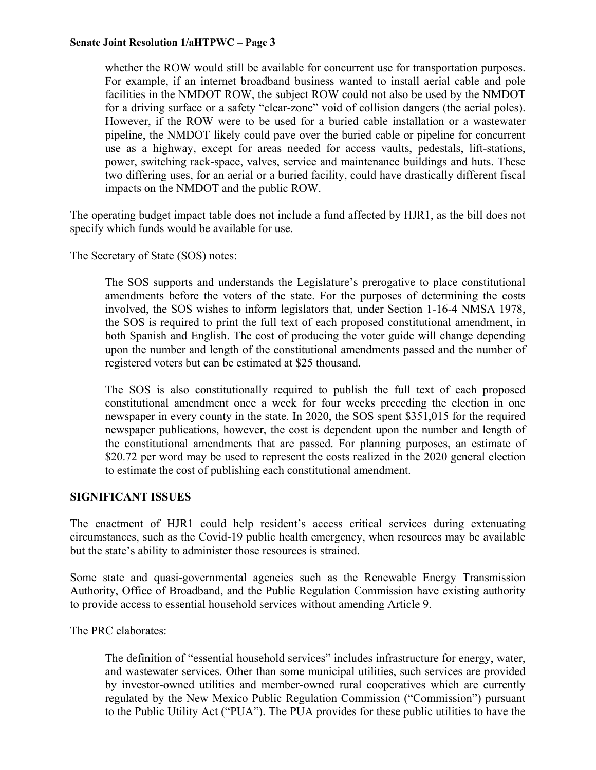whether the ROW would still be available for concurrent use for transportation purposes. For example, if an internet broadband business wanted to install aerial cable and pole facilities in the NMDOT ROW, the subject ROW could not also be used by the NMDOT for a driving surface or a safety "clear-zone" void of collision dangers (the aerial poles). However, if the ROW were to be used for a buried cable installation or a wastewater pipeline, the NMDOT likely could pave over the buried cable or pipeline for concurrent use as a highway, except for areas needed for access vaults, pedestals, lift-stations, power, switching rack-space, valves, service and maintenance buildings and huts. These two differing uses, for an aerial or a buried facility, could have drastically different fiscal impacts on the NMDOT and the public ROW.

The operating budget impact table does not include a fund affected by HJR1, as the bill does not specify which funds would be available for use.

The Secretary of State (SOS) notes:

> The SOS supports and understands the Legislature's prerogative to place constitutional amendments before the voters of the state. For the purposes of determining the costs involved, the SOS wishes to inform legislators that, under Section 1-16-4 NMSA 1978, the SOS is required to print the full text of each proposed constitutional amendment, in both Spanish and English. The cost of producing the voter guide will change depending upon the number and length of the constitutional amendments passed and the number of registered voters but can be estimated at $25 thousand.
>
> The SOS is also constitutionally required to publish the full text of each proposed constitutional amendment once a week for four weeks preceding the election in one newspaper in every county in the state. In 2020, the SOS spent $351,015 for the required newspaper publications, however, the cost is dependent upon the number and length of the constitutional amendments that are passed. For planning purposes, an estimate of $20.72 per word may be used to represent the costs realized in the 2020 general election to estimate the cost of publishing each constitutional amendment.

**SIGNIFICANT ISSUES**

The enactment of HJR1 could help resident's access critical services during extenuating circumstances, such as the Covid-19 public health emergency, when resources may be available but the state's ability to administer those resources is strained.

Some state and quasi-governmental agencies such as the Renewable Energy Transmission Authority, Office of Broadband, and the Public Regulation Commission have existing authority to provide access to essential household services without amending Article 9.

The PRC elaborates:

> The definition of "essential household services" includes infrastructure for energy, water, and wastewater services. Other than some municipal utilities, such services are provided by investor-owned utilities and member-owned rural cooperatives which are currently regulated by the New Mexico Public Regulation Commission ("Commission") pursuant to the Public Utility Act ("PUA"). The PUA provides for these public utilities to have the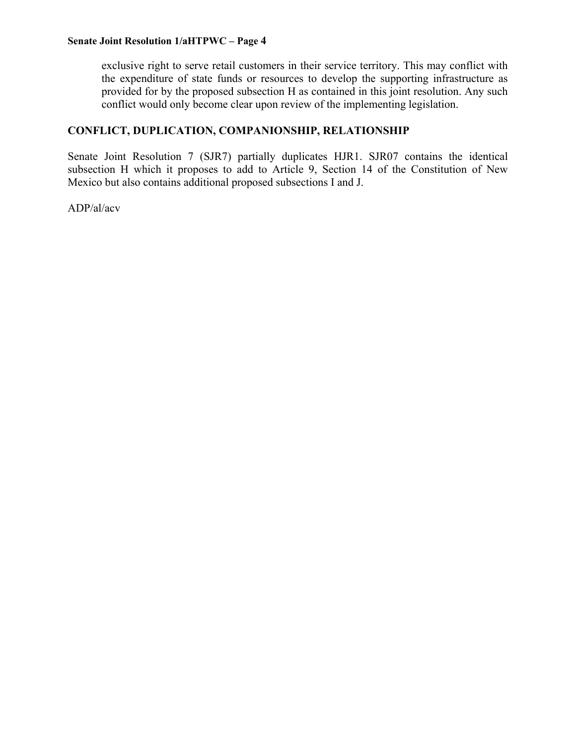exclusive right to serve retail customers in their service territory. This may conflict with the expenditure of state funds or resources to develop the supporting infrastructure as provided for by the proposed subsection H as contained in this joint resolution. Any such conflict would only become clear upon review of the implementing legislation.

## CONFLICT, DUPLICATION, COMPANIONSHIP, RELATIONSHIP

Senate Joint Resolution 7 (SJR7) partially duplicates HJR1. SJR07 contains the identical subsection H which it proposes to add to Article 9, Section 14 of the Constitution of New Mexico but also contains additional proposed subsections I and J.

ADP/al/acv